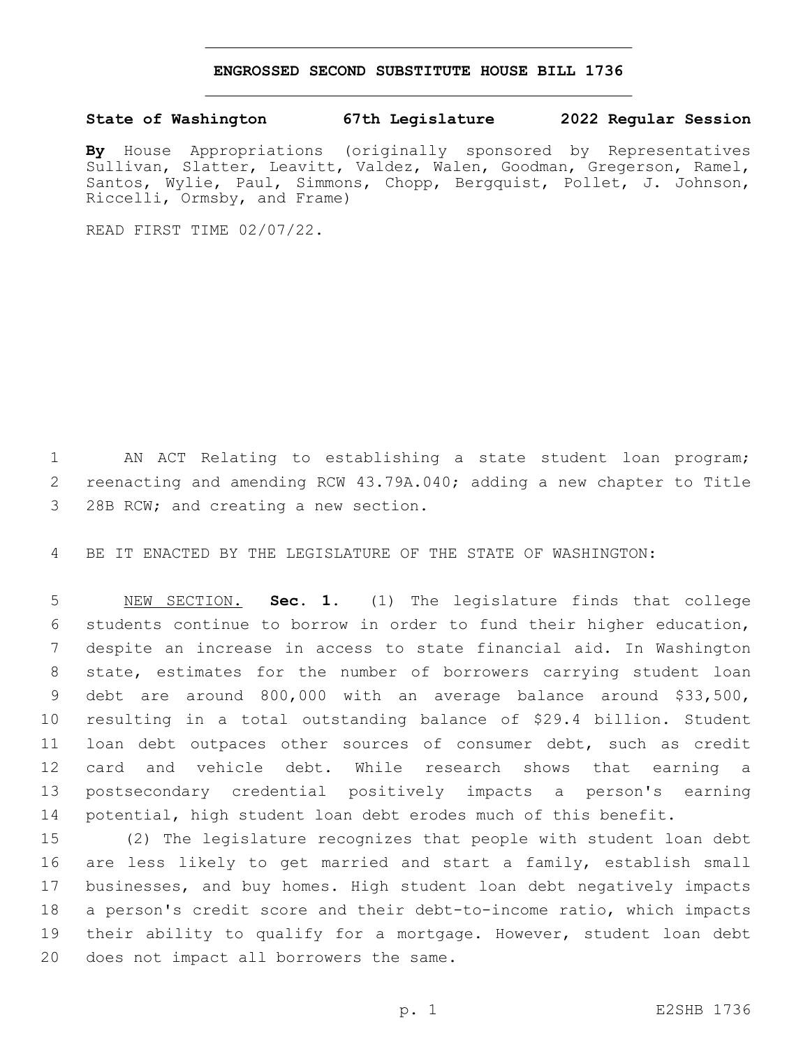# ENGROSSED SECOND SUBSTITUTE HOUSE BILL 1736

**State of Washington 67th Legislature 2022 Regular Session**

**By** House Appropriations (originally sponsored by Representatives Sullivan, Slatter, Leavitt, Valdez, Walen, Goodman, Gregerson, Ramel, Santos, Wylie, Paul, Simmons, Chopp, Bergquist, Pollet, J. Johnson, Riccelli, Ormsby, and Frame)

READ FIRST TIME 02/07/22.

AN ACT Relating to establishing a state student loan program; reenacting and amending RCW 43.79A.040; adding a new chapter to Title 28B RCW; and creating a new section.

BE IT ENACTED BY THE LEGISLATURE OF THE STATE OF WASHINGTON:

NEW SECTION. **Sec. 1.** (1) The legislature finds that college students continue to borrow in order to fund their higher education, despite an increase in access to state financial aid. In Washington state, estimates for the number of borrowers carrying student loan debt are around 800,000 with an average balance around $33,500, resulting in a total outstanding balance of $29.4 billion. Student loan debt outpaces other sources of consumer debt, such as credit card and vehicle debt. While research shows that earning a postsecondary credential positively impacts a person's earning potential, high student loan debt erodes much of this benefit.

(2) The legislature recognizes that people with student loan debt are less likely to get married and start a family, establish small businesses, and buy homes. High student loan debt negatively impacts a person's credit score and their debt-to-income ratio, which impacts their ability to qualify for a mortgage. However, student loan debt does not impact all borrowers the same.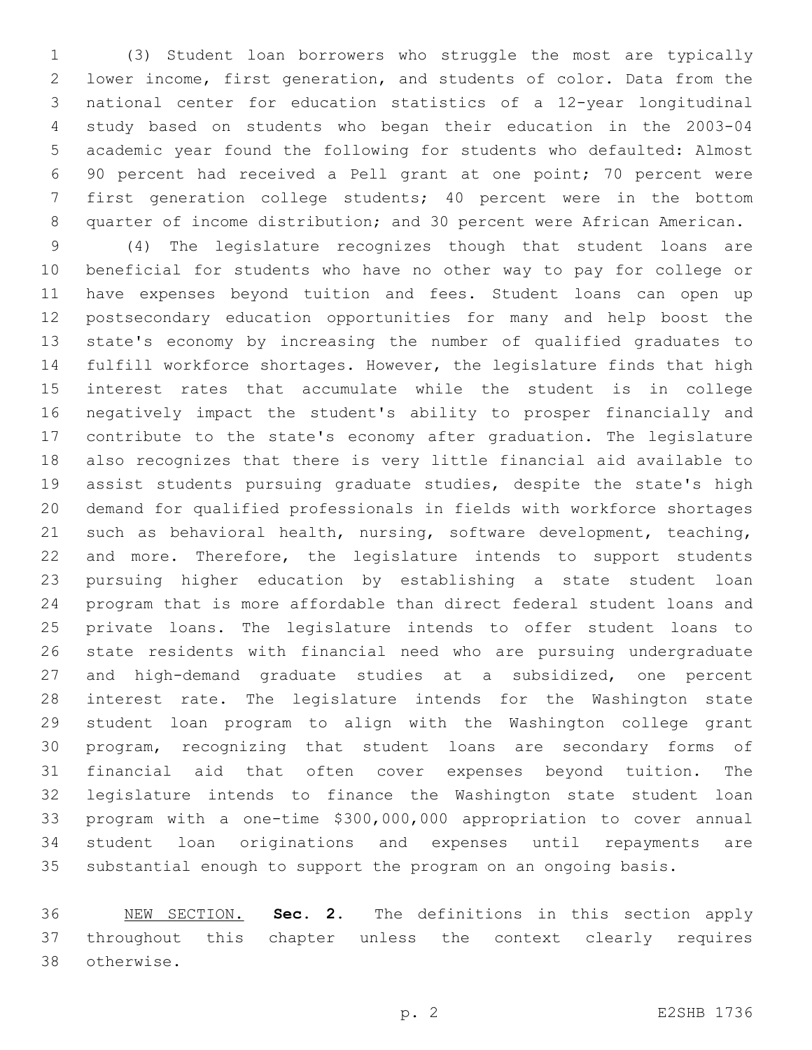(3) Student loan borrowers who struggle the most are typically lower income, first generation, and students of color. Data from the national center for education statistics of a 12-year longitudinal study based on students who began their education in the 2003-04 academic year found the following for students who defaulted: Almost 90 percent had received a Pell grant at one point; 70 percent were first generation college students; 40 percent were in the bottom quarter of income distribution; and 30 percent were African American.

(4) The legislature recognizes though that student loans are beneficial for students who have no other way to pay for college or have expenses beyond tuition and fees. Student loans can open up postsecondary education opportunities for many and help boost the state's economy by increasing the number of qualified graduates to fulfill workforce shortages. However, the legislature finds that high interest rates that accumulate while the student is in college negatively impact the student's ability to prosper financially and contribute to the state's economy after graduation. The legislature also recognizes that there is very little financial aid available to assist students pursuing graduate studies, despite the state's high demand for qualified professionals in fields with workforce shortages such as behavioral health, nursing, software development, teaching, and more. Therefore, the legislature intends to support students pursuing higher education by establishing a state student loan program that is more affordable than direct federal student loans and private loans. The legislature intends to offer student loans to state residents with financial need who are pursuing undergraduate and high-demand graduate studies at a subsidized, one percent interest rate. The legislature intends for the Washington state student loan program to align with the Washington college grant program, recognizing that student loans are secondary forms of financial aid that often cover expenses beyond tuition. The legislature intends to finance the Washington state student loan program with a one-time $300,000,000 appropriation to cover annual student loan originations and expenses until repayments are substantial enough to support the program on an ongoing basis.

NEW SECTION. **Sec. 2.** The definitions in this section apply throughout this chapter unless the context clearly requires otherwise.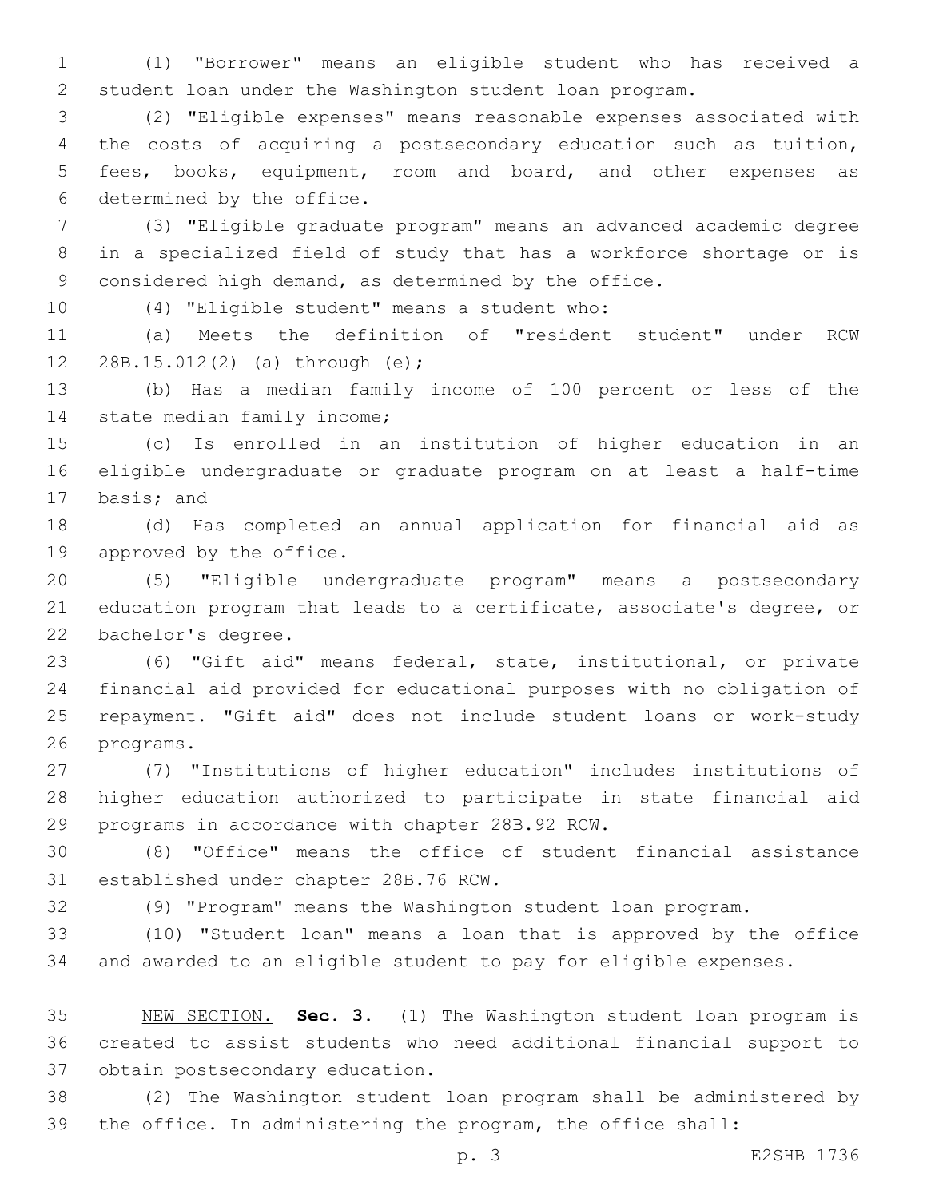(1) "Borrower" means an eligible student who has received a student loan under the Washington student loan program.

(2) "Eligible expenses" means reasonable expenses associated with the costs of acquiring a postsecondary education such as tuition, fees, books, equipment, room and board, and other expenses as determined by the office.

(3) "Eligible graduate program" means an advanced academic degree in a specialized field of study that has a workforce shortage or is considered high demand, as determined by the office.

(4) "Eligible student" means a student who:

(a) Meets the definition of "resident student" under RCW 28B.15.012(2) (a) through (e);

(b) Has a median family income of 100 percent or less of the state median family income;

(c) Is enrolled in an institution of higher education in an eligible undergraduate or graduate program on at least a half-time basis; and

(d) Has completed an annual application for financial aid as approved by the office.

(5) "Eligible undergraduate program" means a postsecondary education program that leads to a certificate, associate's degree, or bachelor's degree.

(6) "Gift aid" means federal, state, institutional, or private financial aid provided for educational purposes with no obligation of repayment. "Gift aid" does not include student loans or work-study programs.

(7) "Institutions of higher education" includes institutions of higher education authorized to participate in state financial aid programs in accordance with chapter 28B.92 RCW.

(8) "Office" means the office of student financial assistance established under chapter 28B.76 RCW.

(9) "Program" means the Washington student loan program.

(10) "Student loan" means a loan that is approved by the office and awarded to an eligible student to pay for eligible expenses.

NEW SECTION. **Sec. 3.** (1) The Washington student loan program is created to assist students who need additional financial support to obtain postsecondary education.

(2) The Washington student loan program shall be administered by the office. In administering the program, the office shall: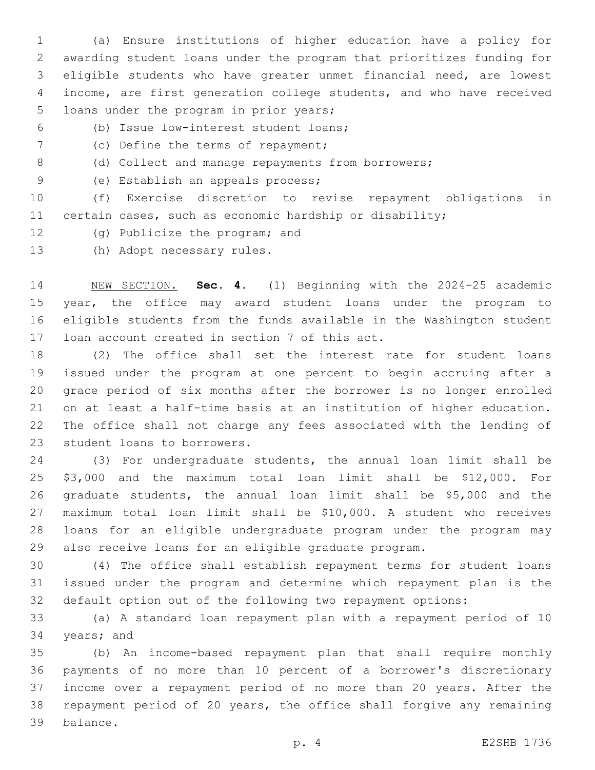(a) Ensure institutions of higher education have a policy for awarding student loans under the program that prioritizes funding for eligible students who have greater unmet financial need, are lowest income, are first generation college students, and who have received loans under the program in prior years;

(b) Issue low-interest student loans;

(c) Define the terms of repayment;

(d) Collect and manage repayments from borrowers;

(e) Establish an appeals process;

(f) Exercise discretion to revise repayment obligations in certain cases, such as economic hardship or disability;

(g) Publicize the program; and

(h) Adopt necessary rules.

NEW SECTION. **Sec. 4.** (1) Beginning with the 2024-25 academic year, the office may award student loans under the program to eligible students from the funds available in the Washington student loan account created in section 7 of this act.

(2) The office shall set the interest rate for student loans issued under the program at one percent to begin accruing after a grace period of six months after the borrower is no longer enrolled on at least a half-time basis at an institution of higher education. The office shall not charge any fees associated with the lending of student loans to borrowers.

(3) For undergraduate students, the annual loan limit shall be $3,000 and the maximum total loan limit shall be $12,000. For graduate students, the annual loan limit shall be $5,000 and the maximum total loan limit shall be $10,000. A student who receives loans for an eligible undergraduate program under the program may also receive loans for an eligible graduate program.

(4) The office shall establish repayment terms for student loans issued under the program and determine which repayment plan is the default option out of the following two repayment options:

(a) A standard loan repayment plan with a repayment period of 10 years; and

(b) An income-based repayment plan that shall require monthly payments of no more than 10 percent of a borrower's discretionary income over a repayment period of no more than 20 years. After the repayment period of 20 years, the office shall forgive any remaining balance.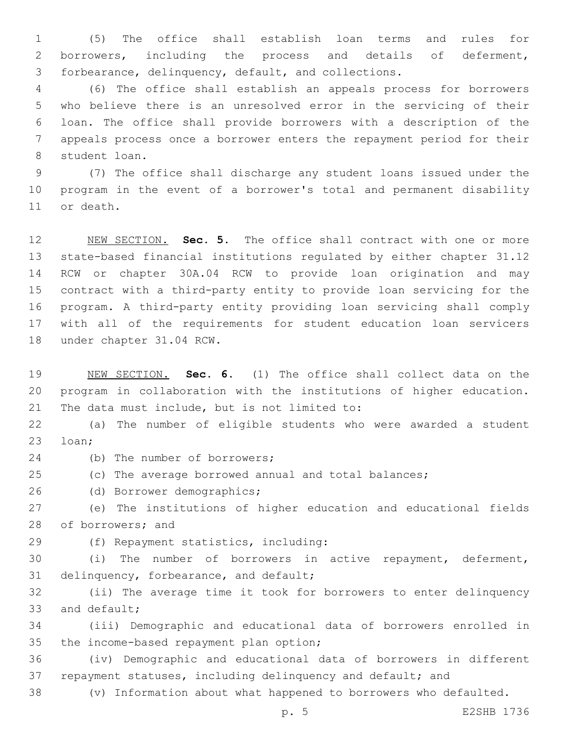(5) The office shall establish loan terms and rules for borrowers, including the process and details of deferment, forbearance, delinquency, default, and collections.

(6) The office shall establish an appeals process for borrowers who believe there is an unresolved error in the servicing of their loan. The office shall provide borrowers with a description of the appeals process once a borrower enters the repayment period for their student loan.

(7) The office shall discharge any student loans issued under the program in the event of a borrower's total and permanent disability or death.

NEW SECTION. **Sec. 5.** The office shall contract with one or more state-based financial institutions regulated by either chapter 31.12 RCW or chapter 30A.04 RCW to provide loan origination and may contract with a third-party entity to provide loan servicing for the program. A third-party entity providing loan servicing shall comply with all of the requirements for student education loan servicers under chapter 31.04 RCW.

NEW SECTION. **Sec. 6.** (1) The office shall collect data on the program in collaboration with the institutions of higher education. The data must include, but is not limited to:

(a) The number of eligible students who were awarded a student loan;

(b) The number of borrowers;

(c) The average borrowed annual and total balances;

(d) Borrower demographics;

(e) The institutions of higher education and educational fields of borrowers; and

(f) Repayment statistics, including:

(i) The number of borrowers in active repayment, deferment, delinquency, forbearance, and default;

(ii) The average time it took for borrowers to enter delinquency and default;

(iii) Demographic and educational data of borrowers enrolled in the income-based repayment plan option;

(iv) Demographic and educational data of borrowers in different repayment statuses, including delinquency and default; and

(v) Information about what happened to borrowers who defaulted.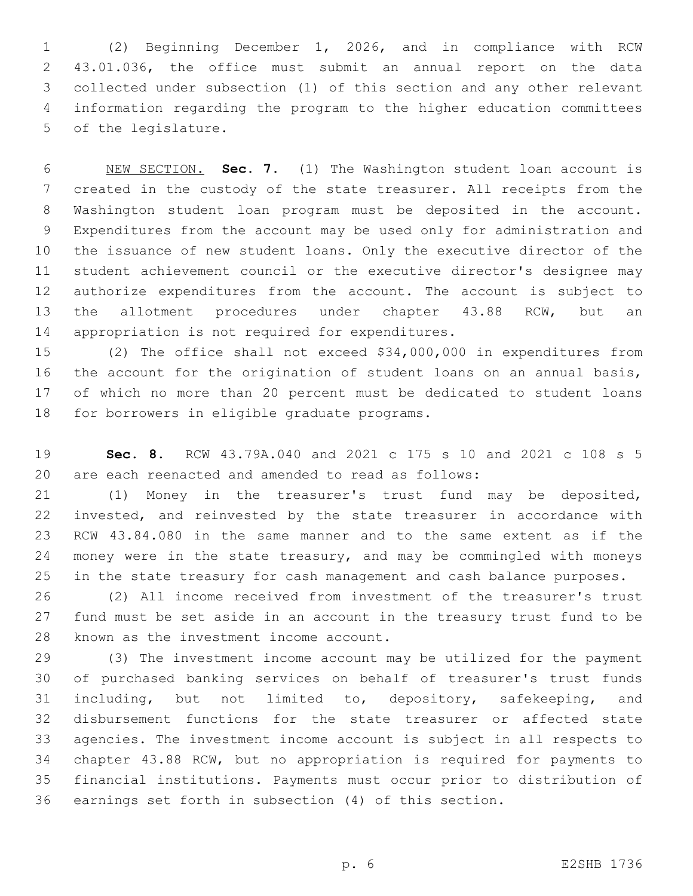(2) Beginning December 1, 2026, and in compliance with RCW 43.01.036, the office must submit an annual report on the data collected under subsection (1) of this section and any other relevant information regarding the program to the higher education committees of the legislature.

NEW SECTION. **Sec. 7.** (1) The Washington student loan account is created in the custody of the state treasurer. All receipts from the Washington student loan program must be deposited in the account. Expenditures from the account may be used only for administration and the issuance of new student loans. Only the executive director of the student achievement council or the executive director's designee may authorize expenditures from the account. The account is subject to the allotment procedures under chapter 43.88 RCW, but an appropriation is not required for expenditures.

(2) The office shall not exceed $34,000,000 in expenditures from the account for the origination of student loans on an annual basis, of which no more than 20 percent must be dedicated to student loans for borrowers in eligible graduate programs.

**Sec. 8.** RCW 43.79A.040 and 2021 c 175 s 10 and 2021 c 108 s 5 are each reenacted and amended to read as follows:

(1) Money in the treasurer's trust fund may be deposited, invested, and reinvested by the state treasurer in accordance with RCW 43.84.080 in the same manner and to the same extent as if the money were in the state treasury, and may be commingled with moneys in the state treasury for cash management and cash balance purposes.

(2) All income received from investment of the treasurer's trust fund must be set aside in an account in the treasury trust fund to be known as the investment income account.

(3) The investment income account may be utilized for the payment of purchased banking services on behalf of treasurer's trust funds including, but not limited to, depository, safekeeping, and disbursement functions for the state treasurer or affected state agencies. The investment income account is subject in all respects to chapter 43.88 RCW, but no appropriation is required for payments to financial institutions. Payments must occur prior to distribution of earnings set forth in subsection (4) of this section.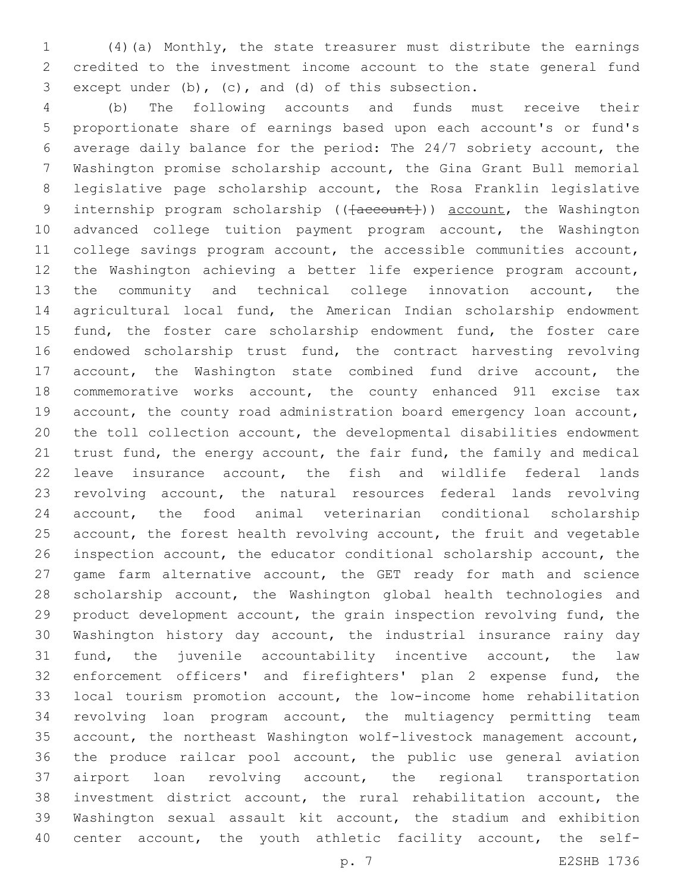(4)(a) Monthly, the state treasurer must distribute the earnings credited to the investment income account to the state general fund except under (b), (c), and (d) of this subsection.

(b) The following accounts and funds must receive their proportionate share of earnings based upon each account's or fund's average daily balance for the period: The 24/7 sobriety account, the Washington promise scholarship account, the Gina Grant Bull memorial legislative page scholarship account, the Rosa Franklin legislative internship program scholarship ((~~[account]~~)) <u>account</u>, the Washington advanced college tuition payment program account, the Washington college savings program account, the accessible communities account, the Washington achieving a better life experience program account, the community and technical college innovation account, the agricultural local fund, the American Indian scholarship endowment fund, the foster care scholarship endowment fund, the foster care endowed scholarship trust fund, the contract harvesting revolving account, the Washington state combined fund drive account, the commemorative works account, the county enhanced 911 excise tax account, the county road administration board emergency loan account, the toll collection account, the developmental disabilities endowment trust fund, the energy account, the fair fund, the family and medical leave insurance account, the fish and wildlife federal lands revolving account, the natural resources federal lands revolving account, the food animal veterinarian conditional scholarship account, the forest health revolving account, the fruit and vegetable inspection account, the educator conditional scholarship account, the game farm alternative account, the GET ready for math and science scholarship account, the Washington global health technologies and product development account, the grain inspection revolving fund, the Washington history day account, the industrial insurance rainy day fund, the juvenile accountability incentive account, the law enforcement officers' and firefighters' plan 2 expense fund, the local tourism promotion account, the low-income home rehabilitation revolving loan program account, the multiagency permitting team account, the northeast Washington wolf-livestock management account, the produce railcar pool account, the public use general aviation airport loan revolving account, the regional transportation investment district account, the rural rehabilitation account, the Washington sexual assault kit account, the stadium and exhibition center account, the youth athletic facility account, the self-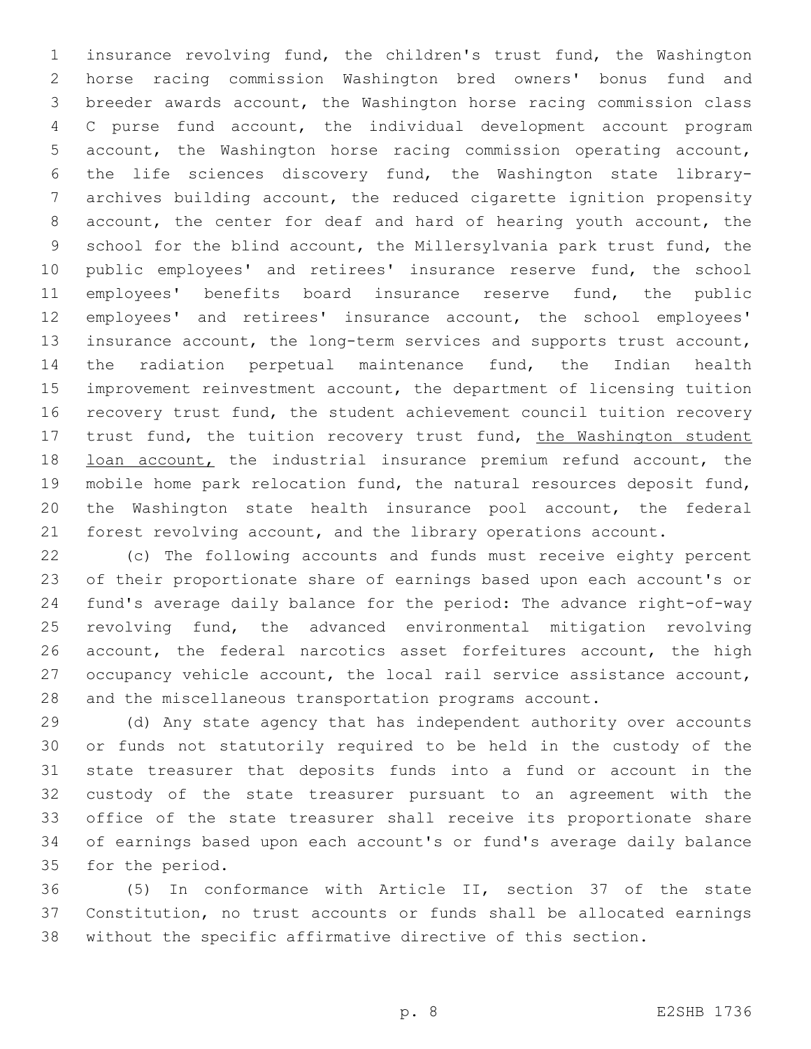insurance revolving fund, the children's trust fund, the Washington horse racing commission Washington bred owners' bonus fund and breeder awards account, the Washington horse racing commission class C purse fund account, the individual development account program account, the Washington horse racing commission operating account, the life sciences discovery fund, the Washington state library-archives building account, the reduced cigarette ignition propensity account, the center for deaf and hard of hearing youth account, the school for the blind account, the Millersylvania park trust fund, the public employees' and retirees' insurance reserve fund, the school employees' benefits board insurance reserve fund, the public employees' and retirees' insurance account, the school employees' insurance account, the long-term services and supports trust account, the radiation perpetual maintenance fund, the Indian health improvement reinvestment account, the department of licensing tuition recovery trust fund, the student achievement council tuition recovery trust fund, the tuition recovery trust fund, <u>the Washington student loan account,</u> the industrial insurance premium refund account, the mobile home park relocation fund, the natural resources deposit fund, the Washington state health insurance pool account, the federal forest revolving account, and the library operations account.

(c) The following accounts and funds must receive eighty percent of their proportionate share of earnings based upon each account's or fund's average daily balance for the period: The advance right-of-way revolving fund, the advanced environmental mitigation revolving account, the federal narcotics asset forfeitures account, the high occupancy vehicle account, the local rail service assistance account, and the miscellaneous transportation programs account.

(d) Any state agency that has independent authority over accounts or funds not statutorily required to be held in the custody of the state treasurer that deposits funds into a fund or account in the custody of the state treasurer pursuant to an agreement with the office of the state treasurer shall receive its proportionate share of earnings based upon each account's or fund's average daily balance for the period.

(5) In conformance with Article II, section 37 of the state Constitution, no trust accounts or funds shall be allocated earnings without the specific affirmative directive of this section.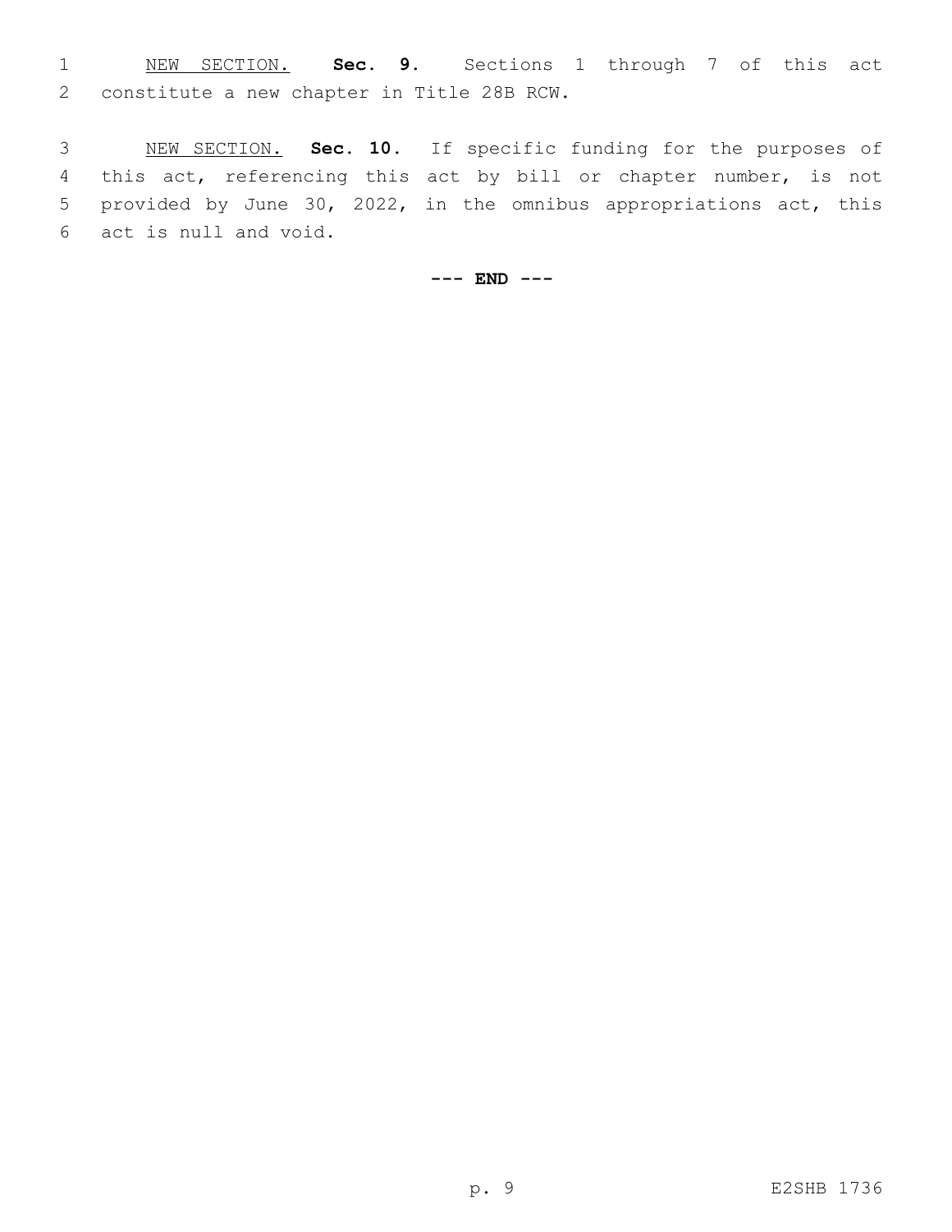NEW SECTION. **Sec. 9.** Sections 1 through 7 of this act constitute a new chapter in Title 28B RCW.

NEW SECTION. **Sec. 10.** If specific funding for the purposes of this act, referencing this act by bill or chapter number, is not provided by June 30, 2022, in the omnibus appropriations act, this act is null and void.

**--- END ---**